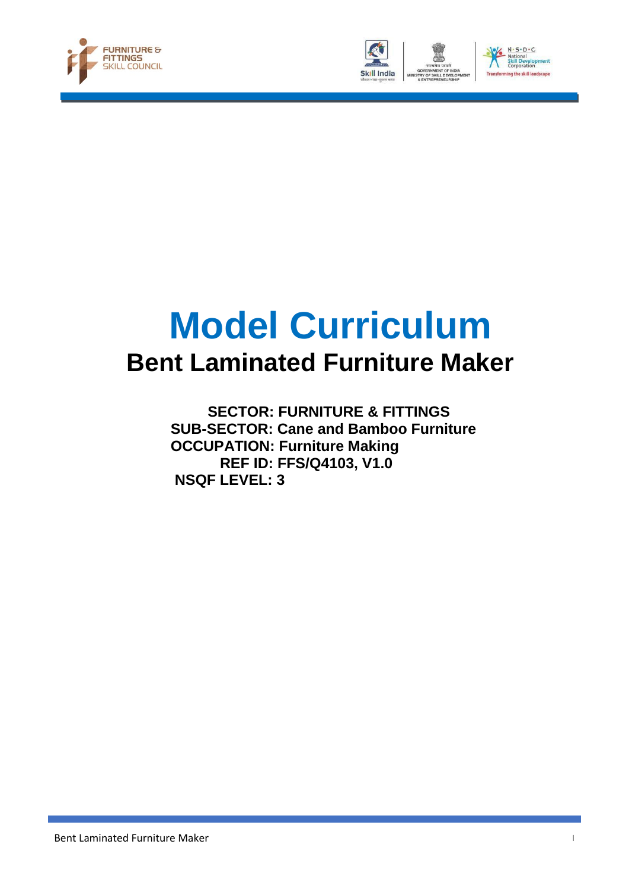# Model Curriculum

## Bent Laminated Furniture Maker

**SECTOR: FURNITURE & FITTINGS**
**SUB-SECTOR: Cane and Bamboo Furniture**
**OCCUPATION: Furniture Making**
**REF ID: FFS/Q4103, V1.0**
**NSQF LEVEL: 3**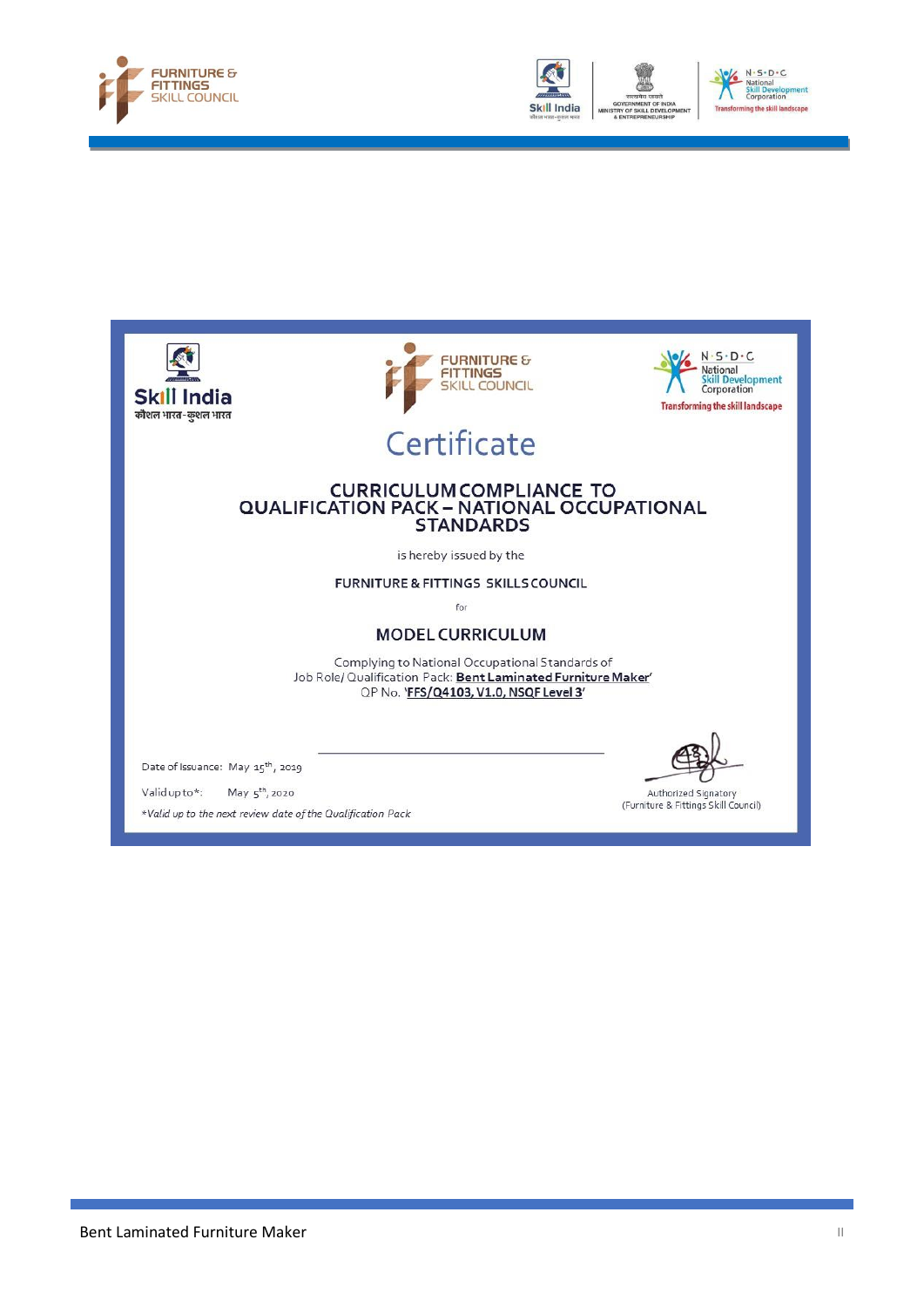# Certificate

## CURRICULUM COMPLIANCE TO QUALIFICATION PACK – NATIONAL OCCUPATIONAL STANDARDS

is hereby issued by the

FURNITURE & FITTINGS SKILLS COUNCIL

for

### MODEL CURRICULUM

Complying to National Occupational Standards of
Job Role/ Qualification Pack: '**Bent Laminated Furniture Maker**'
QP No. '**FFS/Q4103, V1.0, NSQF Level 3**'

Date of Issuance: May 15th, 2019

Valid up to*: May 5th, 2020

*Valid up to the next review date of the Qualification Pack*

Authorized Signatory
(Furniture & Fittings Skill Council)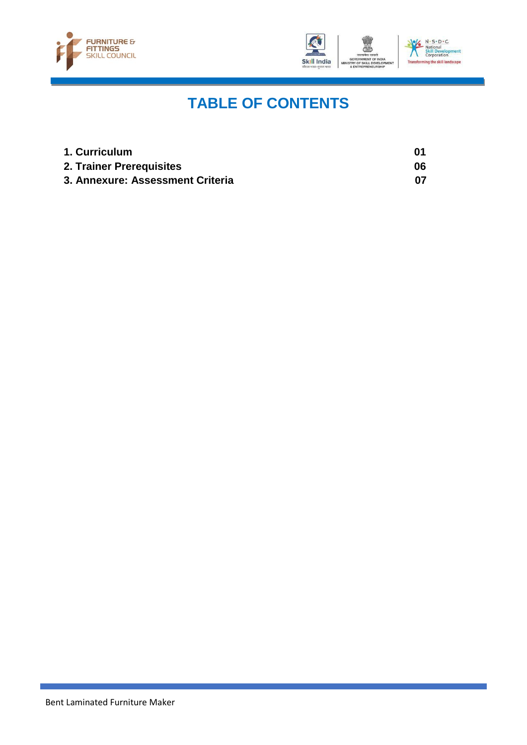# TABLE OF CONTENTS

| | |
|---|---|
| **1. Curriculum** | **01** |
| **2. Trainer Prerequisites** | **06** |
| **3. Annexure: Assessment Criteria** | **07** |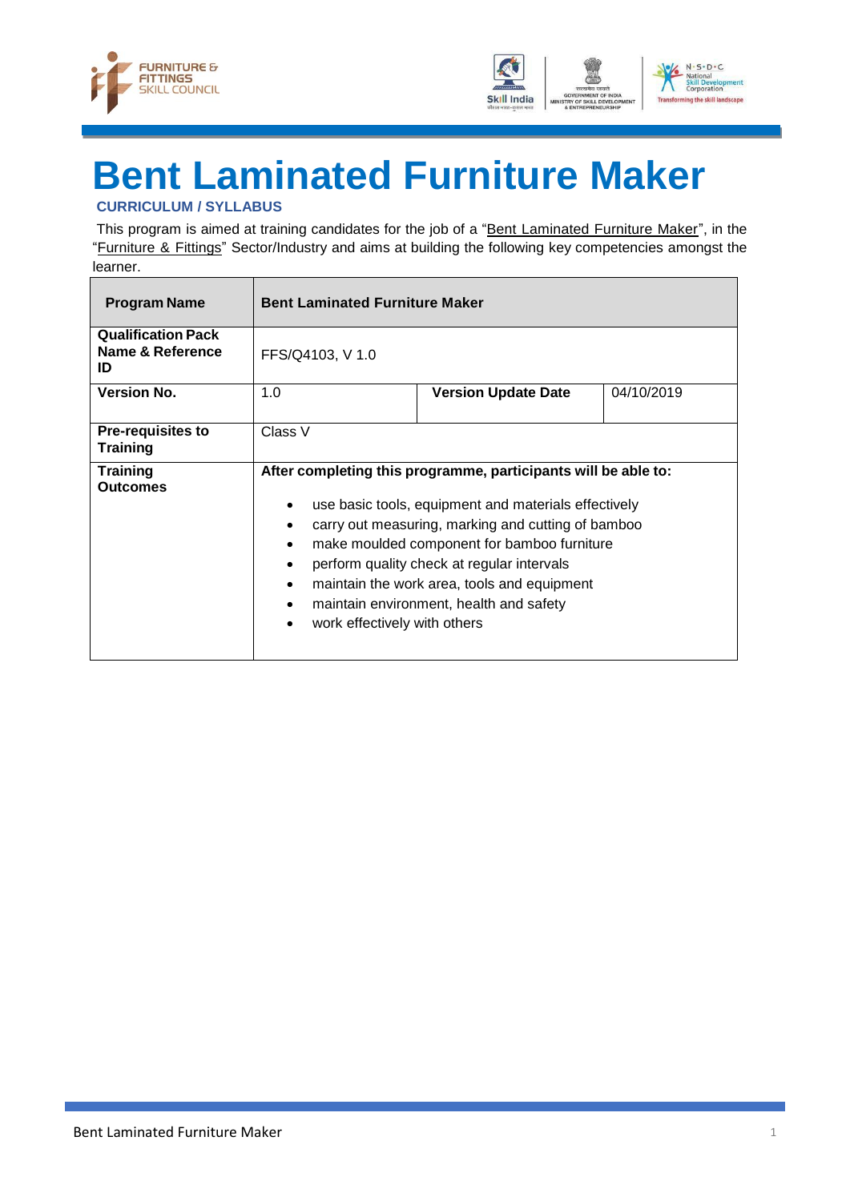# Bent Laminated Furniture Maker

**CURRICULUM / SYLLABUS**

This program is aimed at training candidates for the job of a "Bent Laminated Furniture Maker", in the "Furniture & Fittings" Sector/Industry and aims at building the following key competencies amongst the learner.

| **Program Name** | **Bent Laminated Furniture Maker** | | |
|---|---|---|---|
| **Qualification Pack Name & Reference ID** | FFS/Q4103, V 1.0 | | |
| **Version No.** | 1.0 | **Version Update Date** | 04/10/2019 |
| **Pre-requisites to Training** | Class V | | |
| **Training Outcomes** | **After completing this programme, participants will be able to:**<br><br>• use basic tools, equipment and materials effectively<br>• carry out measuring, marking and cutting of bamboo<br>• make moulded component for bamboo furniture<br>• perform quality check at regular intervals<br>• maintain the work area, tools and equipment<br>• maintain environment, health and safety<br>• work effectively with others | | |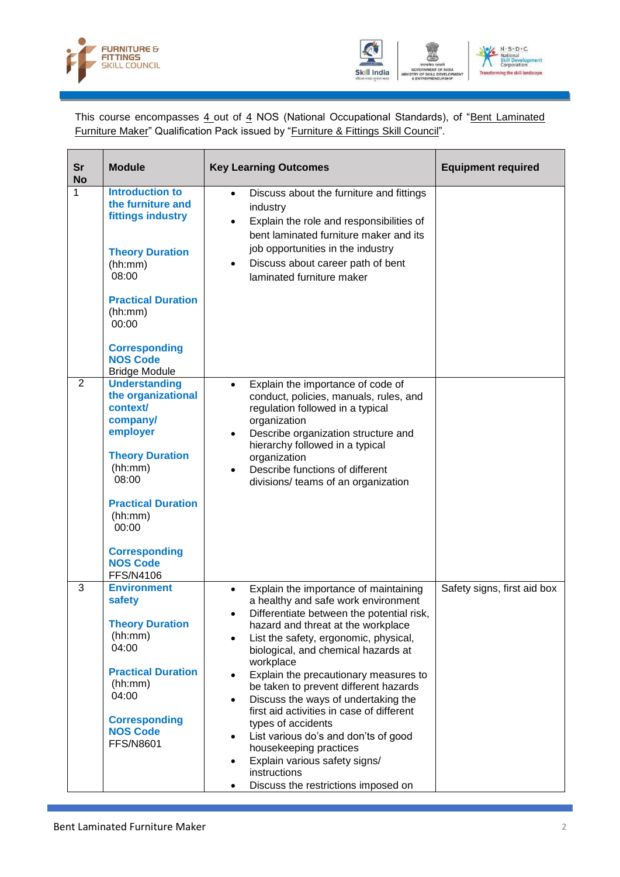This course encompasses 4 out of 4 NOS (National Occupational Standards), of "Bent Laminated Furniture Maker" Qualification Pack issued by "Furniture & Fittings Skill Council".

| Sr No | Module | Key Learning Outcomes | Equipment required |
|---|---|---|---|
| 1 | **Introduction to the furniture and fittings industry**<br><br>**Theory Duration** (hh:mm) 08:00<br><br>**Practical Duration** (hh:mm) 00:00<br><br>**Corresponding NOS Code** Bridge Module | • Discuss about the furniture and fittings industry<br>• Explain the role and responsibilities of bent laminated furniture maker and its job opportunities in the industry<br>• Discuss about career path of bent laminated furniture maker | |
| 2 | **Understanding the organizational context/ company/ employer**<br><br>**Theory Duration** (hh:mm) 08:00<br><br>**Practical Duration** (hh:mm) 00:00<br><br>**Corresponding NOS Code** FFS/N4106 | • Explain the importance of code of conduct, policies, manuals, rules, and regulation followed in a typical organization<br>• Describe organization structure and hierarchy followed in a typical organization<br>• Describe functions of different divisions/ teams of an organization | |
| 3 | **Environment safety**<br><br>**Theory Duration** (hh:mm) 04:00<br><br>**Practical Duration** (hh:mm) 04:00<br><br>**Corresponding NOS Code** FFS/N8601 | • Explain the importance of maintaining a healthy and safe work environment<br>• Differentiate between the potential risk, hazard and threat at the workplace<br>• List the safety, ergonomic, physical, biological, and chemical hazards at workplace<br>• Explain the precautionary measures to be taken to prevent different hazards<br>• Discuss the ways of undertaking the first aid activities in case of different types of accidents<br>• List various do's and don'ts of good housekeeping practices<br>• Explain various safety signs/ instructions<br>• Discuss the restrictions imposed on | Safety signs, first aid box |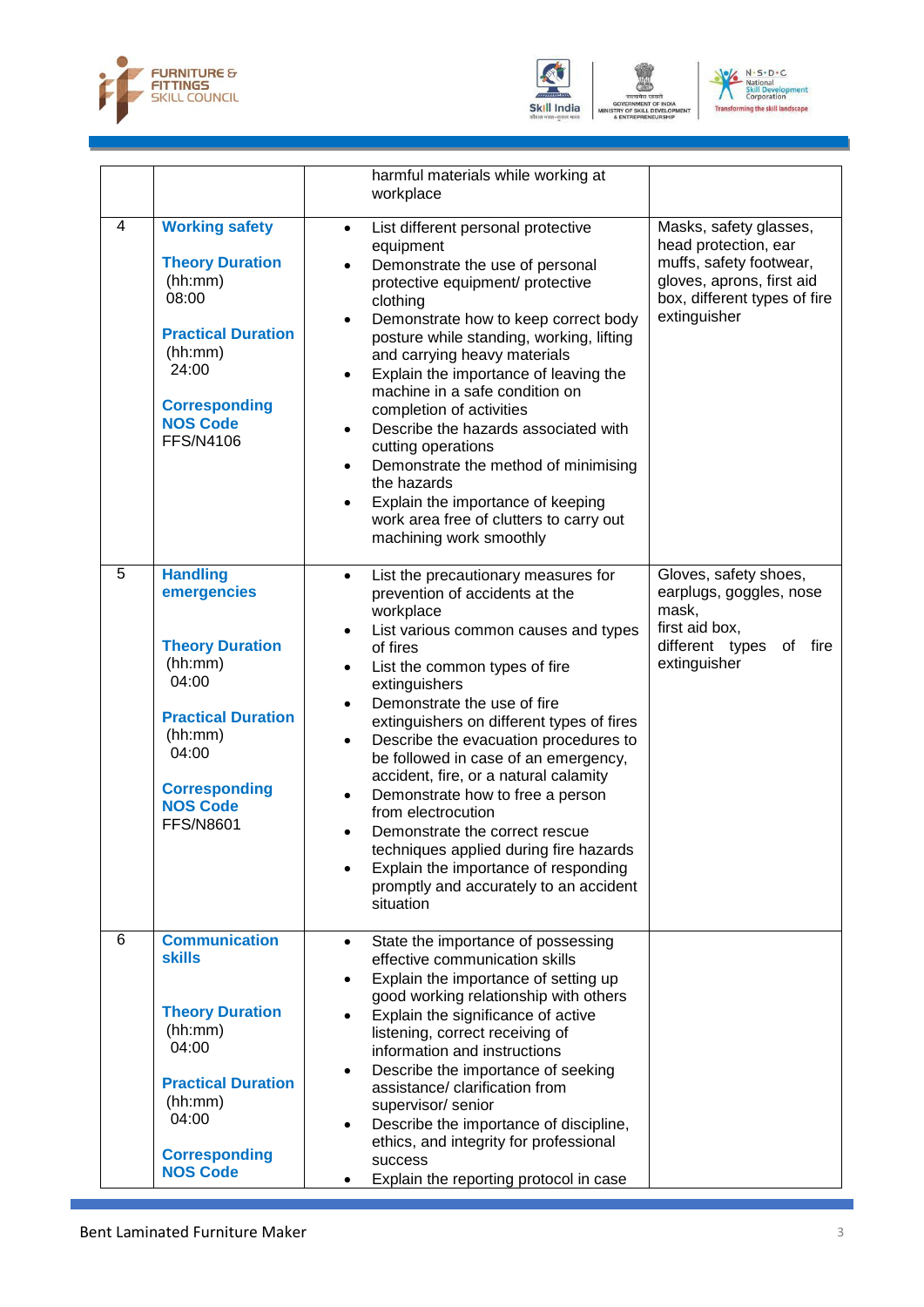| | | harmful materials while working at workplace | |
|---|---|---|---|
| 4 | **Working safety**<br><br>**Theory Duration** (hh:mm) 08:00<br><br>**Practical Duration** (hh:mm) 24:00<br><br>**Corresponding NOS Code** FFS/N4106 | • List different personal protective equipment<br>• Demonstrate the use of personal protective equipment/ protective clothing<br>• Demonstrate how to keep correct body posture while standing, working, lifting and carrying heavy materials<br>• Explain the importance of leaving the machine in a safe condition on completion of activities<br>• Describe the hazards associated with cutting operations<br>• Demonstrate the method of minimising the hazards<br>• Explain the importance of keeping work area free of clutters to carry out machining work smoothly | Masks, safety glasses, head protection, ear muffs, safety footwear, gloves, aprons, first aid box, different types of fire extinguisher |
| 5 | **Handling emergencies**<br><br>**Theory Duration** (hh:mm) 04:00<br><br>**Practical Duration** (hh:mm) 04:00<br><br>**Corresponding NOS Code** FFS/N8601 | • List the precautionary measures for prevention of accidents at the workplace<br>• List various common causes and types of fires<br>• List the common types of fire extinguishers<br>• Demonstrate the use of fire extinguishers on different types of fires<br>• Describe the evacuation procedures to be followed in case of an emergency, accident, fire, or a natural calamity<br>• Demonstrate how to free a person from electrocution<br>• Demonstrate the correct rescue techniques applied during fire hazards<br>• Explain the importance of responding promptly and accurately to an accident situation | Gloves, safety shoes, earplugs, goggles, nose mask, first aid box, different types of fire extinguisher |
| 6 | **Communication skills**<br><br>**Theory Duration** (hh:mm) 04:00<br><br>**Practical Duration** (hh:mm) 04:00<br><br>**Corresponding NOS Code** | • State the importance of possessing effective communication skills<br>• Explain the importance of setting up good working relationship with others<br>• Explain the significance of active listening, correct receiving of information and instructions<br>• Describe the importance of seeking assistance/ clarification from supervisor/ senior<br>• Describe the importance of discipline, ethics, and integrity for professional success<br>• Explain the reporting protocol in case | |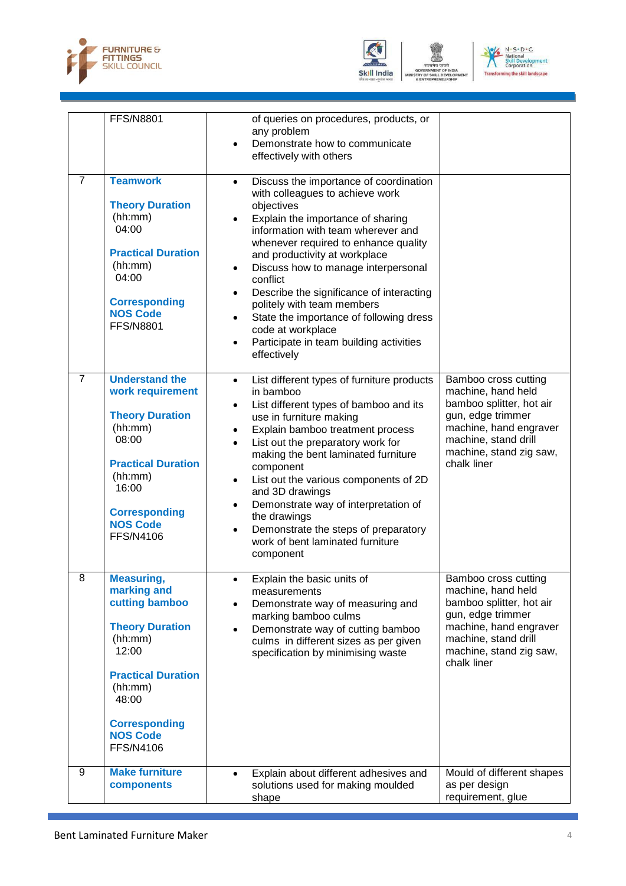| | | | |
|---|---|---|---|
| | FFS/N8801 | of queries on procedures, products, or any problem<br>• Demonstrate how to communicate effectively with others | |
| 7 | **Teamwork**<br><br>**Theory Duration** (hh:mm) 04:00<br><br>**Practical Duration** (hh:mm) 04:00<br><br>**Corresponding NOS Code** FFS/N8801 | • Discuss the importance of coordination with colleagues to achieve work objectives<br>• Explain the importance of sharing information with team wherever and whenever required to enhance quality and productivity at workplace<br>• Discuss how to manage interpersonal conflict<br>• Describe the significance of interacting politely with team members<br>• State the importance of following dress code at workplace<br>• Participate in team building activities effectively | |
| 7 | **Understand the work requirement**<br><br>**Theory Duration** (hh:mm) 08:00<br><br>**Practical Duration** (hh:mm) 16:00<br><br>**Corresponding NOS Code** FFS/N4106 | • List different types of furniture products in bamboo<br>• List different types of bamboo and its use in furniture making<br>• Explain bamboo treatment process<br>• List out the preparatory work for making the bent laminated furniture component<br>• List out the various components of 2D and 3D drawings<br>• Demonstrate way of interpretation of the drawings<br>• Demonstrate the steps of preparatory work of bent laminated furniture component | Bamboo cross cutting machine, hand held bamboo splitter, hot air gun, edge trimmer machine, hand engraver machine, stand drill machine, stand zig saw, chalk liner |
| 8 | **Measuring, marking and cutting bamboo**<br><br>**Theory Duration** (hh:mm) 12:00<br><br>**Practical Duration** (hh:mm) 48:00<br><br>**Corresponding NOS Code** FFS/N4106 | • Explain the basic units of measurements<br>• Demonstrate way of measuring and marking bamboo culms<br>• Demonstrate way of cutting bamboo culms in different sizes as per given specification by minimising waste | Bamboo cross cutting machine, hand held bamboo splitter, hot air gun, edge trimmer machine, hand engraver machine, stand drill machine, stand zig saw, chalk liner |
| 9 | **Make furniture components** | • Explain about different adhesives and solutions used for making moulded shape | Mould of different shapes as per design requirement, glue |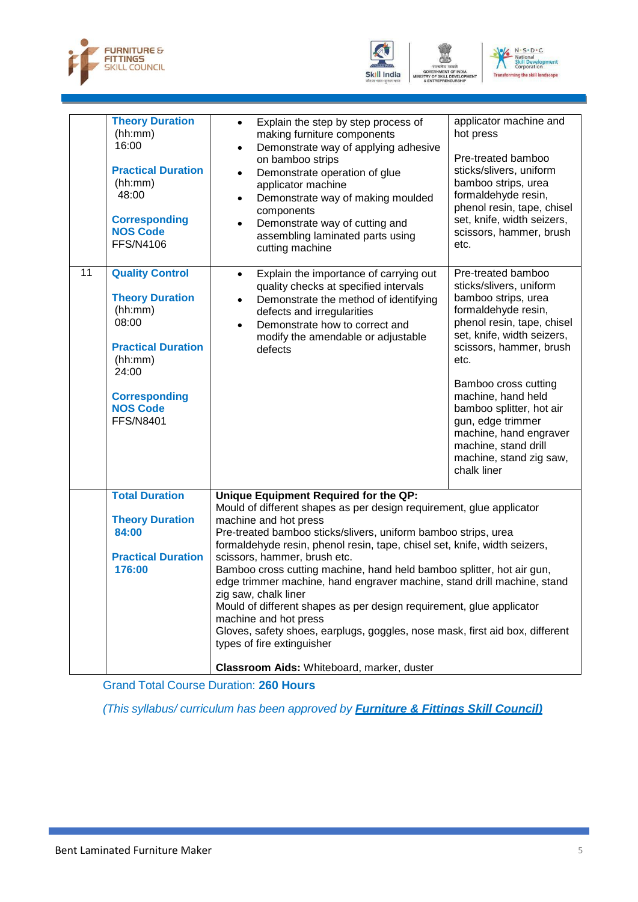| | | | |
|---|---|---|---|
| | **Theory Duration** (hh:mm) 16:00<br><br>**Practical Duration** (hh:mm) 48:00<br><br>**Corresponding NOS Code** FFS/N4106 | • Explain the step by step process of making furniture components<br>• Demonstrate way of applying adhesive on bamboo strips<br>• Demonstrate operation of glue applicator machine<br>• Demonstrate way of making moulded components<br>• Demonstrate way of cutting and assembling laminated parts using cutting machine | applicator machine and hot press<br><br>Pre-treated bamboo sticks/slivers, uniform bamboo strips, urea formaldehyde resin, phenol resin, tape, chisel set, knife, width seizers, scissors, hammer, brush etc. |
| 11 | **Quality Control**<br><br>**Theory Duration** (hh:mm) 08:00<br><br>**Practical Duration** (hh:mm) 24:00<br><br>**Corresponding NOS Code** FFS/N8401 | • Explain the importance of carrying out quality checks at specified intervals<br>• Demonstrate the method of identifying defects and irregularities<br>• Demonstrate how to correct and modify the amendable or adjustable defects | Pre-treated bamboo sticks/slivers, uniform bamboo strips, urea formaldehyde resin, phenol resin, tape, chisel set, knife, width seizers, scissors, hammer, brush etc.<br><br>Bamboo cross cutting machine, hand held bamboo splitter, hot air gun, edge trimmer machine, hand engraver machine, stand drill machine, stand zig saw, chalk liner |
| | **Total Duration**<br><br>**Theory Duration** **84:00**<br><br>**Practical Duration** **176:00** | **Unique Equipment Required for the QP:**<br>Mould of different shapes as per design requirement, glue applicator machine and hot press<br>Pre-treated bamboo sticks/slivers, uniform bamboo strips, urea formaldehyde resin, phenol resin, tape, chisel set, knife, width seizers, scissors, hammer, brush etc.<br>Bamboo cross cutting machine, hand held bamboo splitter, hot air gun, edge trimmer machine, hand engraver machine, stand drill machine, stand zig saw, chalk liner<br>Mould of different shapes as per design requirement, glue applicator machine and hot press<br>Gloves, safety shoes, earplugs, goggles, nose mask, first aid box, different types of fire extinguisher<br><br>**Classroom Aids:** Whiteboard, marker, duster | |

Grand Total Course Duration: **260 Hours**

*(This syllabus/ curriculum has been approved by* ***Furniture & Fittings Skill Council)***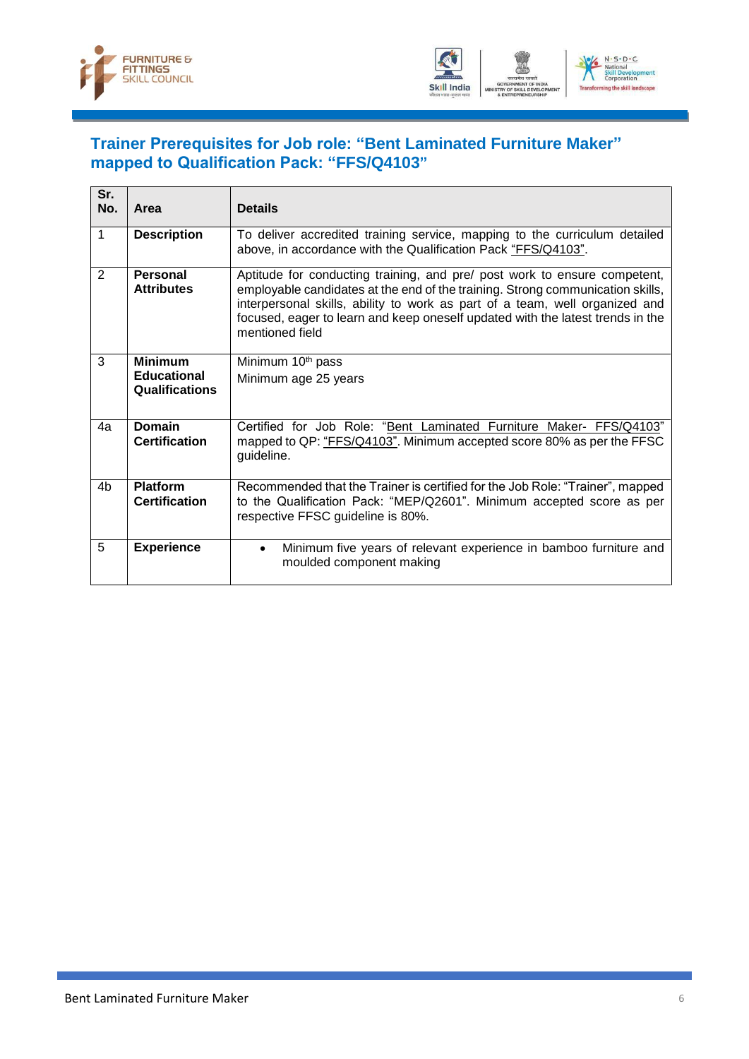## Trainer Prerequisites for Job role: "Bent Laminated Furniture Maker" mapped to Qualification Pack: "FFS/Q4103"

| Sr. No. | Area | Details |
|---|---|---|
| 1 | **Description** | To deliver accredited training service, mapping to the curriculum detailed above, in accordance with the Qualification Pack "FFS/Q4103". |
| 2 | **Personal Attributes** | Aptitude for conducting training, and pre/ post work to ensure competent, employable candidates at the end of the training. Strong communication skills, interpersonal skills, ability to work as part of a team, well organized and focused, eager to learn and keep oneself updated with the latest trends in the mentioned field |
| 3 | **Minimum Educational Qualifications** | Minimum 10th pass<br>Minimum age 25 years |
| 4a | **Domain Certification** | Certified for Job Role: "Bent Laminated Furniture Maker- FFS/Q4103" mapped to QP: "FFS/Q4103". Minimum accepted score 80% as per the FFSC guideline. |
| 4b | **Platform Certification** | Recommended that the Trainer is certified for the Job Role: "Trainer", mapped to the Qualification Pack: "MEP/Q2601". Minimum accepted score as per respective FFSC guideline is 80%. |
| 5 | **Experience** | • Minimum five years of relevant experience in bamboo furniture and moulded component making |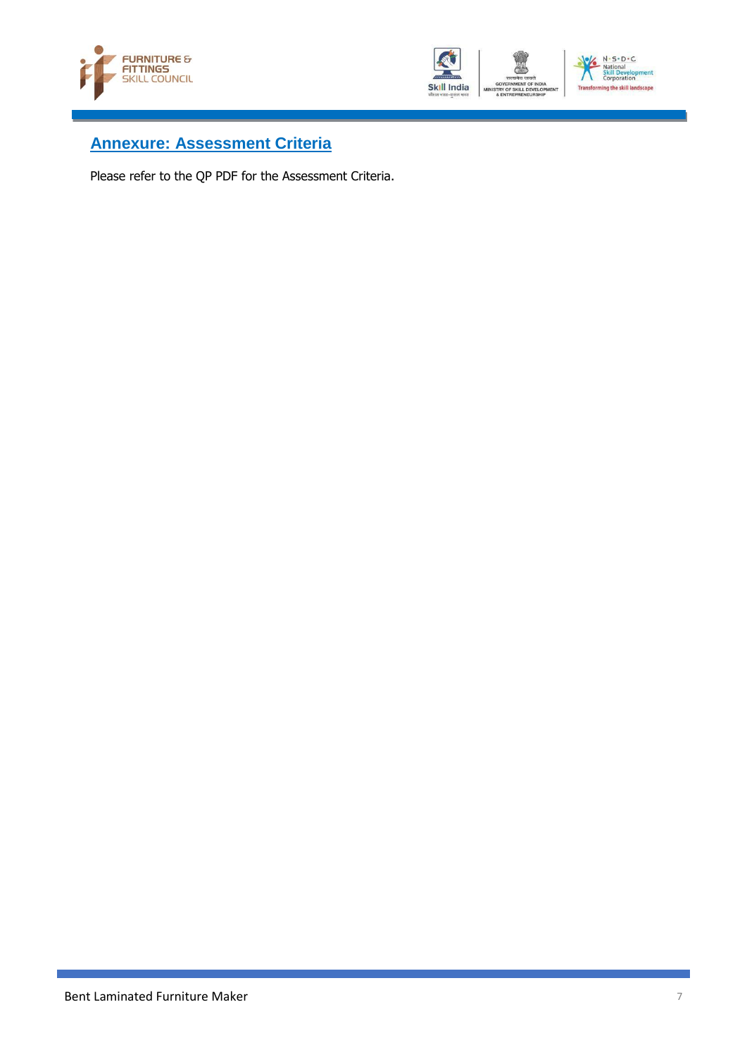## Annexure: Assessment Criteria

Please refer to the QP PDF for the Assessment Criteria.